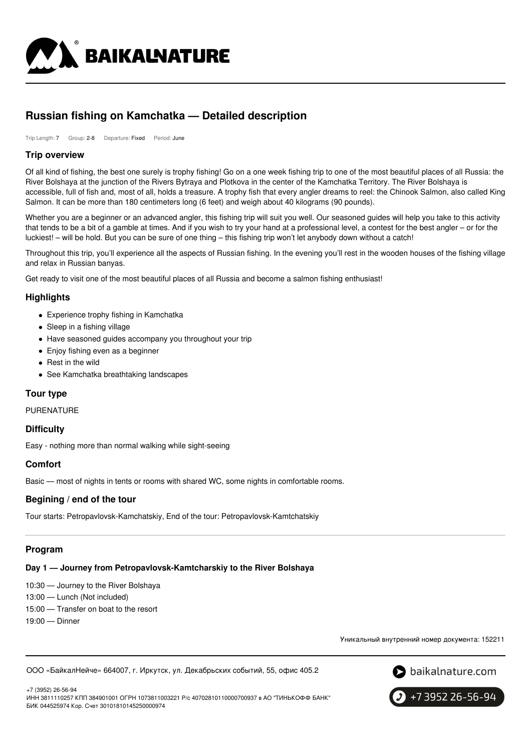# Russian fishing on Kamchatka — Detailed description

Trip Length: 7 Group: 2-8 Departure: Fixed Period: June

## Trip overview

Of all kind of fishing, the best one surely is trophy fishing! Go on a one week fishing trip to one of the most beautiful places of all Russia: the River Bolshaya at the junction of the Rivers Bytraya and Plotkova in the center of the Kamchatka Territory. The River Bolshaya is accessible, full of fish and, most of all, holds a treasure. A trophy fish that every angler dreams to reel: the Chinook Salmon, also called King Salmon. It can be more than 180 centimeters long (6 feet) and weigh about 40 kilograms (90 pounds).

Whether you are a beginner or an advanced angler, this fishing trip will suit you well. Our seasoned guides will help you take to this activity that tends to be a bit of a gamble at times. And if you wish to try your hand at a professional level, a contest for the best angler – or for the luckiest! – will be hold. But you can be sure of one thing – this fishing trip won't let anybody down without a catch!

Throughout this trip, you'll experience all the aspects of Russian fishing. In the evening you'll rest in the wooden houses of the fishing village and relax in Russian banyas.

Get ready to visit one of the most beautiful places of all Russia and become a salmon fishing enthusiast!

## Highlights

- Experience trophy fishing in Kamchatka
- Sleep in a fishing village
- Have seasoned guides accompany you throughout your trip
- Enjoy fishing even as a beginner
- Rest in the wild
- See Kamchatka breathtaking landscapes

## Tour type

PURENATURE

## Difficulty

Easy - nothing more than normal walking while sight-seeing

## Comfort

Basic — most of nights in tents or rooms with shared WC, some nights in comfortable rooms.

## Begining / end of the tour

Tour starts: Petropavlovsk-Kamchatskiy, End of the tour: Petropavlovsk-Kamtchatskiy

## Program

### Day 1 — Journey from Petropavlovsk-Kamtcharskiy to the River Bolshaya

10:30 — Journey to the River Bolshaya
13:00 — Lunch (Not included)
15:00 — Transfer on boat to the resort
19:00 — Dinner

Уникальный внутренний номер документа: 152211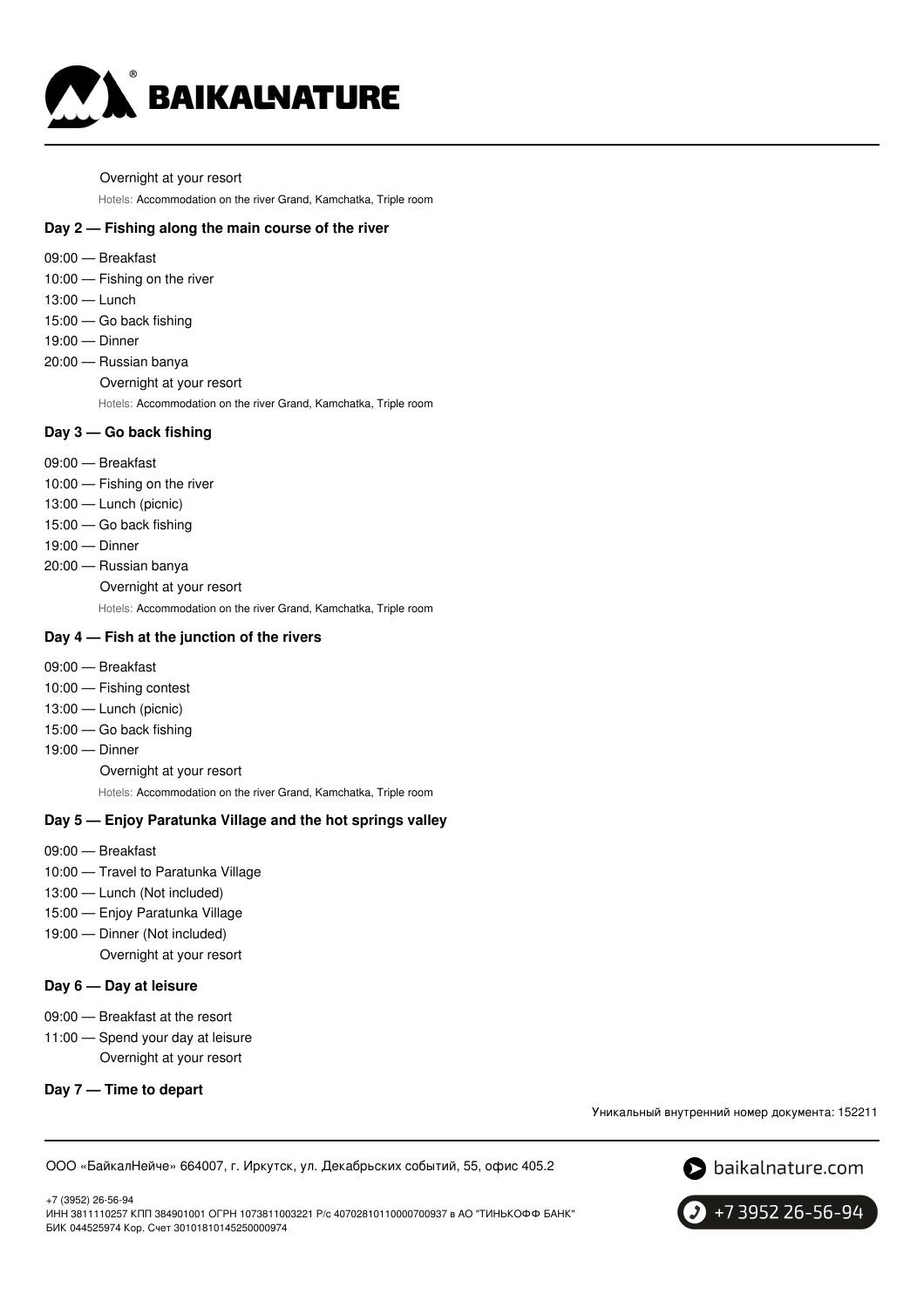Overnight at your resort

Hotels: Accommodation on the river Grand, Kamchatka, Triple room

**Day 2 — Fishing along the main course of the river**

09:00 — Breakfast
10:00 — Fishing on the river
13:00 — Lunch
15:00 — Go back fishing
19:00 — Dinner
20:00 — Russian banya

Overnight at your resort

Hotels: Accommodation on the river Grand, Kamchatka, Triple room

**Day 3 — Go back fishing**

09:00 — Breakfast
10:00 — Fishing on the river
13:00 — Lunch (picnic)
15:00 — Go back fishing
19:00 — Dinner
20:00 — Russian banya

Overnight at your resort

Hotels: Accommodation on the river Grand, Kamchatka, Triple room

**Day 4 — Fish at the junction of the rivers**

09:00 — Breakfast
10:00 — Fishing contest
13:00 — Lunch (picnic)
15:00 — Go back fishing
19:00 — Dinner

Overnight at your resort

Hotels: Accommodation on the river Grand, Kamchatka, Triple room

**Day 5 — Enjoy Paratunka Village and the hot springs valley**

09:00 — Breakfast
10:00 — Travel to Paratunka Village
13:00 — Lunch (Not included)
15:00 — Enjoy Paratunka Village
19:00 — Dinner (Not included)

Overnight at your resort

**Day 6 — Day at leisure**

09:00 — Breakfast at the resort
11:00 — Spend your day at leisure

Overnight at your resort

**Day 7 — Time to depart**

Уникальный внутренний номер документа: 152211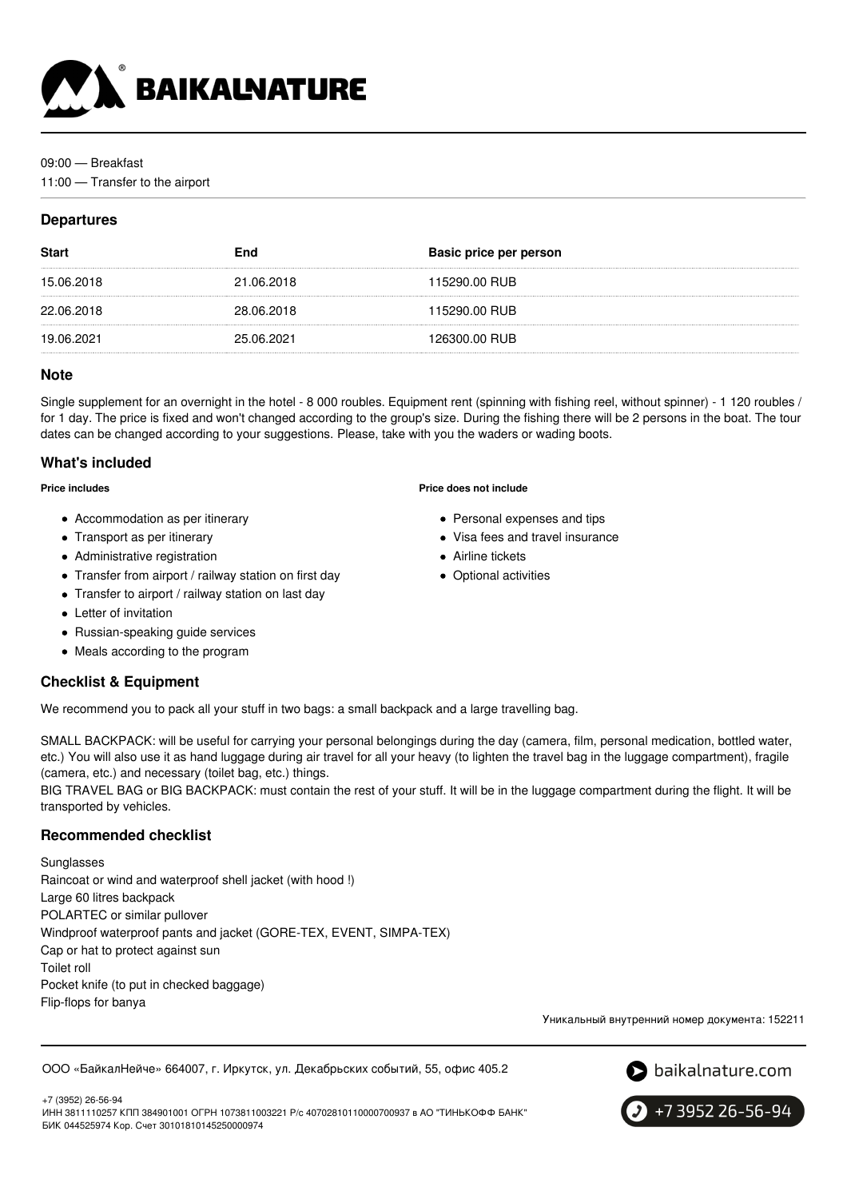09:00 — Breakfast
11:00 — Transfer to the airport

## Departures

| Start | End | Basic price per person |
| --- | --- | --- |
| 15.06.2018 | 21.06.2018 | 115290.00 RUB |
| 22.06.2018 | 28.06.2018 | 115290.00 RUB |
| 19.06.2021 | 25.06.2021 | 126300.00 RUB |

## Note

Single supplement for an overnight in the hotel - 8 000 roubles. Equipment rent (spinning with fishing reel, without spinner) - 1 120 roubles / for 1 day. The price is fixed and won't changed according to the group's size. During the fishing there will be 2 persons in the boat. The tour dates can be changed according to your suggestions. Please, take with you the waders or wading boots.

## What's included

**Price includes**

- Accommodation as per itinerary
- Transport as per itinerary
- Administrative registration
- Transfer from airport / railway station on first day
- Transfer to airport / railway station on last day
- Letter of invitation
- Russian-speaking guide services
- Meals according to the program

**Price does not include**

- Personal expenses and tips
- Visa fees and travel insurance
- Airline tickets
- Optional activities

## Checklist & Equipment

We recommend you to pack all your stuff in two bags: a small backpack and a large travelling bag.

SMALL BACKPACK: will be useful for carrying your personal belongings during the day (camera, film, personal medication, bottled water, etc.) You will also use it as hand luggage during air travel for all your heavy (to lighten the travel bag in the luggage compartment), fragile (camera, etc.) and necessary (toilet bag, etc.) things.
BIG TRAVEL BAG or BIG BACKPACK: must contain the rest of your stuff. It will be in the luggage compartment during the flight. It will be transported by vehicles.

## Recommended checklist

Sunglasses
Raincoat or wind and waterproof shell jacket (with hood !)
Large 60 litres backpack
POLARTEC or similar pullover
Windproof waterproof pants and jacket (GORE-TEX, EVENT, SIMPA-TEX)
Cap or hat to protect against sun
Toilet roll
Pocket knife (to put in checked baggage)
Flip-flops for banya

Уникальный внутренний номер документа: 152211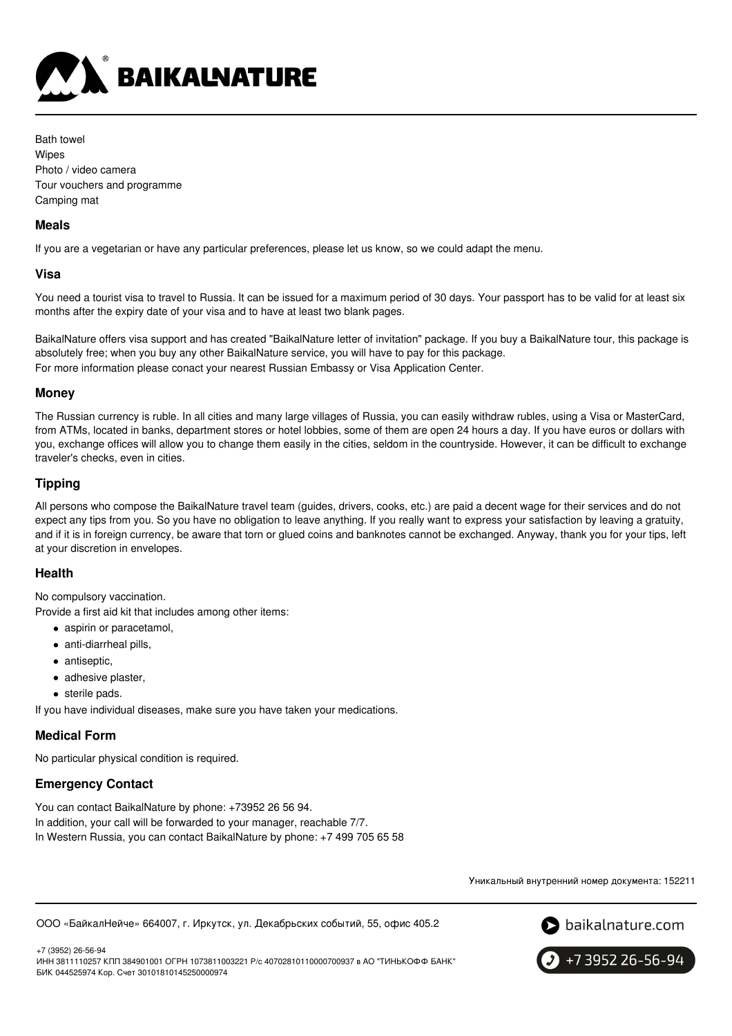Bath towel
Wipes
Photo / video camera
Tour vouchers and programme
Camping mat

### Meals

If you are a vegetarian or have any particular preferences, please let us know, so we could adapt the menu.

### Visa

You need a tourist visa to travel to Russia. It can be issued for a maximum period of 30 days. Your passport has to be valid for at least six months after the expiry date of your visa and to have at least two blank pages.

BaikalNature offers visa support and has created "BaikalNature letter of invitation" package. If you buy a BaikalNature tour, this package is absolutely free; when you buy any other BaikalNature service, you will have to pay for this package.
For more information please conact your nearest Russian Embassy or Visa Application Center.

### Money

The Russian currency is ruble. In all cities and many large villages of Russia, you can easily withdraw rubles, using a Visa or MasterCard, from ATMs, located in banks, department stores or hotel lobbies, some of them are open 24 hours a day. If you have euros or dollars with you, exchange offices will allow you to change them easily in the cities, seldom in the countryside. However, it can be difficult to exchange traveler's checks, even in cities.

### Tipping

All persons who compose the BaikalNature travel team (guides, drivers, cooks, etc.) are paid a decent wage for their services and do not expect any tips from you. So you have no obligation to leave anything. If you really want to express your satisfaction by leaving a gratuity, and if it is in foreign currency, be aware that torn or glued coins and banknotes cannot be exchanged. Anyway, thank you for your tips, left at your discretion in envelopes.

### Health

No compulsory vaccination.
Provide a first aid kit that includes among other items:

- aspirin or paracetamol,
- anti-diarrheal pills,
- antiseptic,
- adhesive plaster,
- sterile pads.

If you have individual diseases, make sure you have taken your medications.

### Medical Form

No particular physical condition is required.

### Emergency Contact

You can contact BaikalNature by phone: +73952 26 56 94.
In addition, your call will be forwarded to your manager, reachable 7/7.
In Western Russia, you can contact BaikalNature by phone: +7 499 705 65 58

Уникальный внутренний номер документа: 152211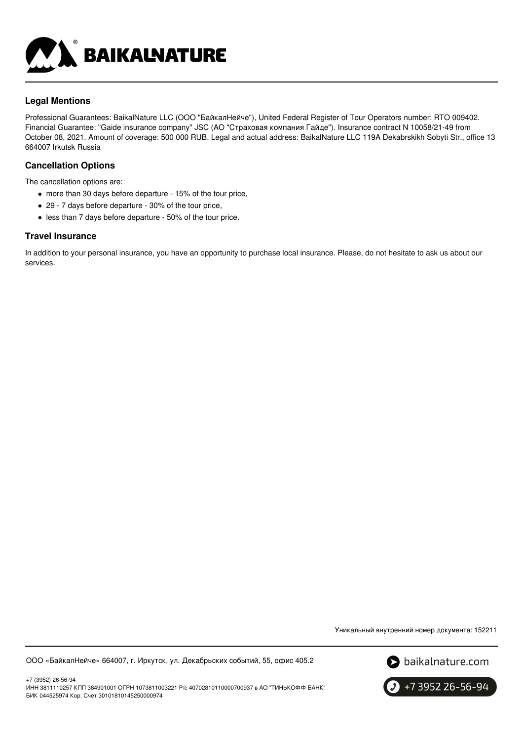## Legal Mentions

Professional Guarantees: BaikalNature LLC (ООО "БайкалНейче"), United Federal Register of Tour Operators number: RTO 009402. Financial Guarantee: "Gaide insurance company" JSC (АО "Страховая компания Гайде"). Insurance contract N 10058/21-49 from October 08, 2021. Amount of coverage: 500 000 RUB. Legal and actual address: BaikalNature LLC 119A Dekabrskikh Sobyti Str., office 13 664007 Irkutsk Russia

## Cancellation Options

The cancellation options are:

- more than 30 days before departure - 15% of the tour price,
- 29 - 7 days before departure - 30% of the tour price,
- less than 7 days before departure - 50% of the tour price.

## Travel Insurance

In addition to your personal insurance, you have an opportunity to purchase local insurance. Please, do not hesitate to ask us about our services.

Уникальный внутренний номер документа: 152211